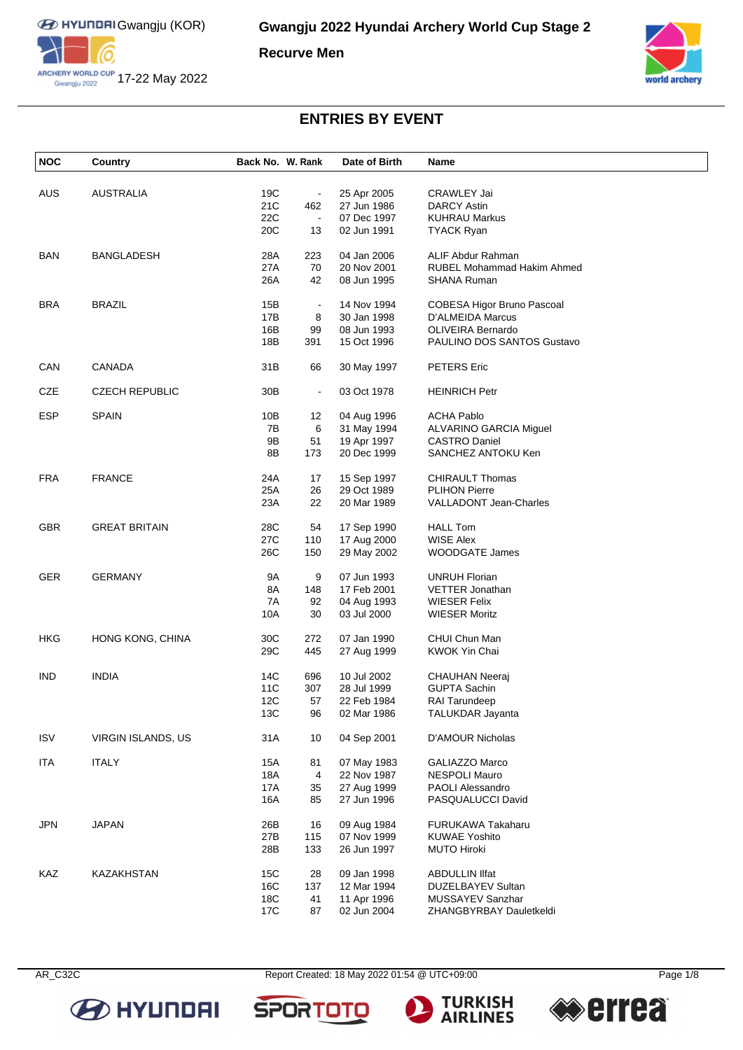# Gwangju 2022 Hyundai Archery World Cup Stage 2

**Recurve Men**

Gwangju (KOR)

17-22 May 2022

## ENTRIES BY EVENT

| NOC | Country | Back No. | W. Rank | Date of Birth | Name |
|---|---|---|---|---|---|
| AUS | AUSTRALIA | 19C | - | 25 Apr 2005 | CRAWLEY Jai |
| | | 21C | 462 | 27 Jun 1986 | DARCY Astin |
| | | 22C | - | 07 Dec 1997 | KUHRAU Markus |
| | | 20C | 13 | 02 Jun 1991 | TYACK Ryan |
| BAN | BANGLADESH | 28A | 223 | 04 Jan 2006 | ALIF Abdur Rahman |
| | | 27A | 70 | 20 Nov 2001 | RUBEL Mohammad Hakim Ahmed |
| | | 26A | 42 | 08 Jun 1995 | SHANA Ruman |
| BRA | BRAZIL | 15B | - | 14 Nov 1994 | COBESA Higor Bruno Pascoal |
| | | 17B | 8 | 30 Jan 1998 | D'ALMEIDA Marcus |
| | | 16B | 99 | 08 Jun 1993 | OLIVEIRA Bernardo |
| | | 18B | 391 | 15 Oct 1996 | PAULINO DOS SANTOS Gustavo |
| CAN | CANADA | 31B | 66 | 30 May 1997 | PETERS Eric |
| CZE | CZECH REPUBLIC | 30B | - | 03 Oct 1978 | HEINRICH Petr |
| ESP | SPAIN | 10B | 12 | 04 Aug 1996 | ACHA Pablo |
| | | 7B | 6 | 31 May 1994 | ALVARINO GARCIA Miguel |
| | | 9B | 51 | 19 Apr 1997 | CASTRO Daniel |
| | | 8B | 173 | 20 Dec 1999 | SANCHEZ ANTOKU Ken |
| FRA | FRANCE | 24A | 17 | 15 Sep 1997 | CHIRAULT Thomas |
| | | 25A | 26 | 29 Oct 1989 | PLIHON Pierre |
| | | 23A | 22 | 20 Mar 1989 | VALLADONT Jean-Charles |
| GBR | GREAT BRITAIN | 28C | 54 | 17 Sep 1990 | HALL Tom |
| | | 27C | 110 | 17 Aug 2000 | WISE Alex |
| | | 26C | 150 | 29 May 2002 | WOODGATE James |
| GER | GERMANY | 9A | 9 | 07 Jun 1993 | UNRUH Florian |
| | | 8A | 148 | 17 Feb 2001 | VETTER Jonathan |
| | | 7A | 92 | 04 Aug 1993 | WIESER Felix |
| | | 10A | 30 | 03 Jul 2000 | WIESER Moritz |
| HKG | HONG KONG, CHINA | 30C | 272 | 07 Jan 1990 | CHUI Chun Man |
| | | 29C | 445 | 27 Aug 1999 | KWOK Yin Chai |
| IND | INDIA | 14C | 696 | 10 Jul 2002 | CHAUHAN Neeraj |
| | | 11C | 307 | 28 Jul 1999 | GUPTA Sachin |
| | | 12C | 57 | 22 Feb 1984 | RAI Tarundeep |
| | | 13C | 96 | 02 Mar 1986 | TALUKDAR Jayanta |
| ISV | VIRGIN ISLANDS, US | 31A | 10 | 04 Sep 2001 | D'AMOUR Nicholas |
| ITA | ITALY | 15A | 81 | 07 May 1983 | GALIAZZO Marco |
| | | 18A | 4 | 22 Nov 1987 | NESPOLI Mauro |
| | | 17A | 35 | 27 Aug 1999 | PAOLI Alessandro |
| | | 16A | 85 | 27 Jun 1996 | PASQUALUCCI David |
| JPN | JAPAN | 26B | 16 | 09 Aug 1984 | FURUKAWA Takaharu |
| | | 27B | 115 | 07 Nov 1999 | KUWAE Yoshito |
| | | 28B | 133 | 26 Jun 1997 | MUTO Hiroki |
| KAZ | KAZAKHSTAN | 15C | 28 | 09 Jan 1998 | ABDULLIN Ilfat |
| | | 16C | 137 | 12 Mar 1994 | DUZELBAYEV Sultan |
| | | 18C | 41 | 11 Apr 1996 | MUSSAYEV Sanzhar |
| | | 17C | 87 | 02 Jun 2004 | ZHANGBYRBAY Dauletkeldi |

AR_C32C Report Created: 18 May 2022 01:54 @ UTC+09:00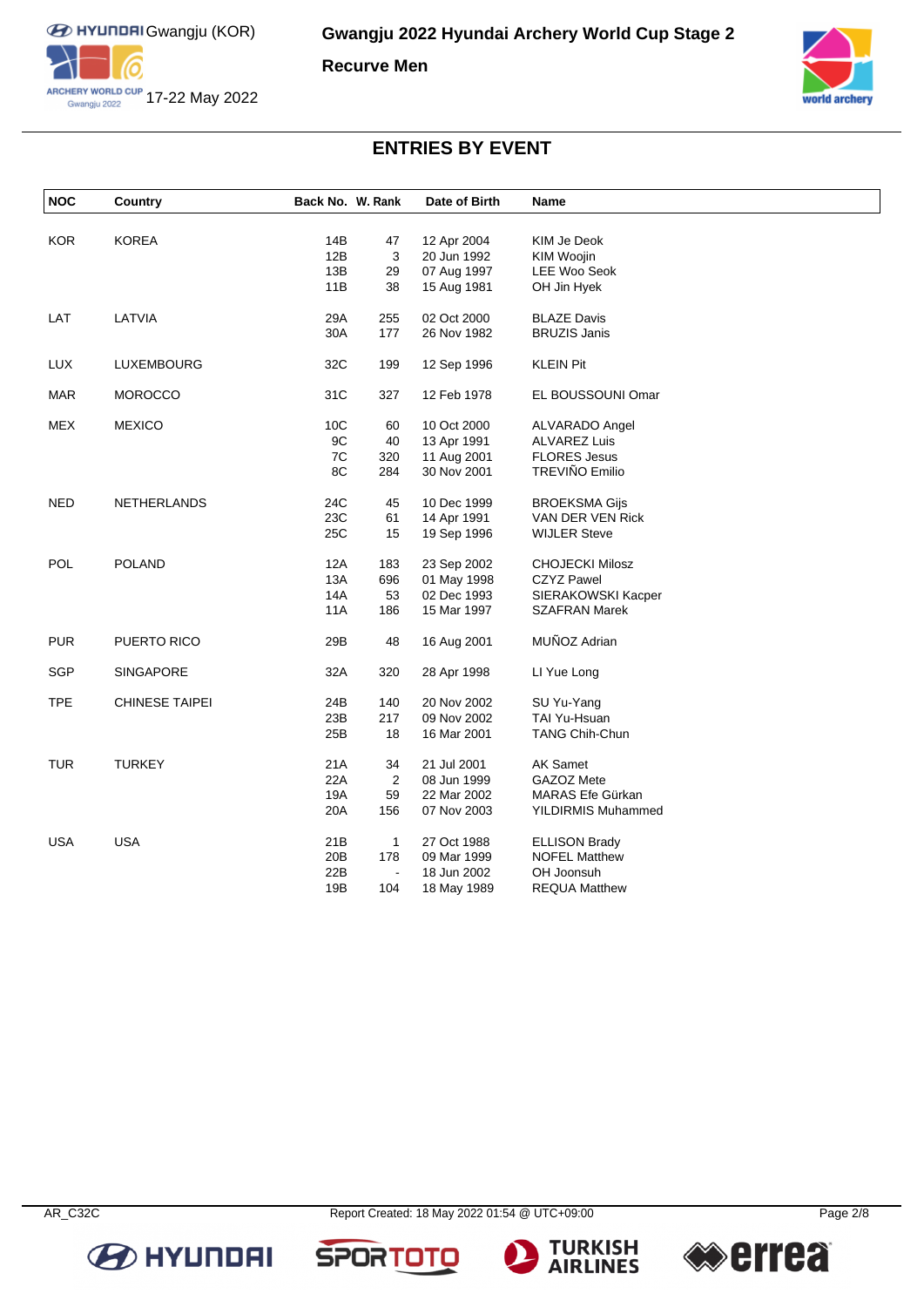# Gwangju 2022 Hyundai Archery World Cup Stage 2

## Recurve Men

Gwangju (KOR)
17-22 May 2022

## ENTRIES BY EVENT

| NOC | Country | Back No. | W. Rank | Date of Birth | Name |
|---|---|---|---|---|---|
| KOR | KOREA | 14B | 47 | 12 Apr 2004 | KIM Je Deok |
| | | 12B | 3 | 20 Jun 1992 | KIM Woojin |
| | | 13B | 29 | 07 Aug 1997 | LEE Woo Seok |
| | | 11B | 38 | 15 Aug 1981 | OH Jin Hyek |
| LAT | LATVIA | 29A | 255 | 02 Oct 2000 | BLAZE Davis |
| | | 30A | 177 | 26 Nov 1982 | BRUZIS Janis |
| LUX | LUXEMBOURG | 32C | 199 | 12 Sep 1996 | KLEIN Pit |
| MAR | MOROCCO | 31C | 327 | 12 Feb 1978 | EL BOUSSOUNI Omar |
| MEX | MEXICO | 10C | 60 | 10 Oct 2000 | ALVARADO Angel |
| | | 9C | 40 | 13 Apr 1991 | ALVAREZ Luis |
| | | 7C | 320 | 11 Aug 2001 | FLORES Jesus |
| | | 8C | 284 | 30 Nov 2001 | TREVIÑO Emilio |
| NED | NETHERLANDS | 24C | 45 | 10 Dec 1999 | BROEKSMA Gijs |
| | | 23C | 61 | 14 Apr 1991 | VAN DER VEN Rick |
| | | 25C | 15 | 19 Sep 1996 | WIJLER Steve |
| POL | POLAND | 12A | 183 | 23 Sep 2002 | CHOJECKI Milosz |
| | | 13A | 696 | 01 May 1998 | CZYZ Pawel |
| | | 14A | 53 | 02 Dec 1993 | SIERAKOWSKI Kacper |
| | | 11A | 186 | 15 Mar 1997 | SZAFRAN Marek |
| PUR | PUERTO RICO | 29B | 48 | 16 Aug 2001 | MUÑOZ Adrian |
| SGP | SINGAPORE | 32A | 320 | 28 Apr 1998 | LI Yue Long |
| TPE | CHINESE TAIPEI | 24B | 140 | 20 Nov 2002 | SU Yu-Yang |
| | | 23B | 217 | 09 Nov 2002 | TAI Yu-Hsuan |
| | | 25B | 18 | 16 Mar 2001 | TANG Chih-Chun |
| TUR | TURKEY | 21A | 34 | 21 Jul 2001 | AK Samet |
| | | 22A | 2 | 08 Jun 1999 | GAZOZ Mete |
| | | 19A | 59 | 22 Mar 2002 | MARAS Efe Gürkan |
| | | 20A | 156 | 07 Nov 2003 | YILDIRMIS Muhammed |
| USA | USA | 21B | 1 | 27 Oct 1988 | ELLISON Brady |
| | | 20B | 178 | 09 Mar 1999 | NOFEL Matthew |
| | | 22B | - | 18 Jun 2002 | OH Joonsuh |
| | | 19B | 104 | 18 May 1989 | REQUA Matthew |

AR_C32C    Report Created: 18 May 2022 01:54 @ UTC+09:00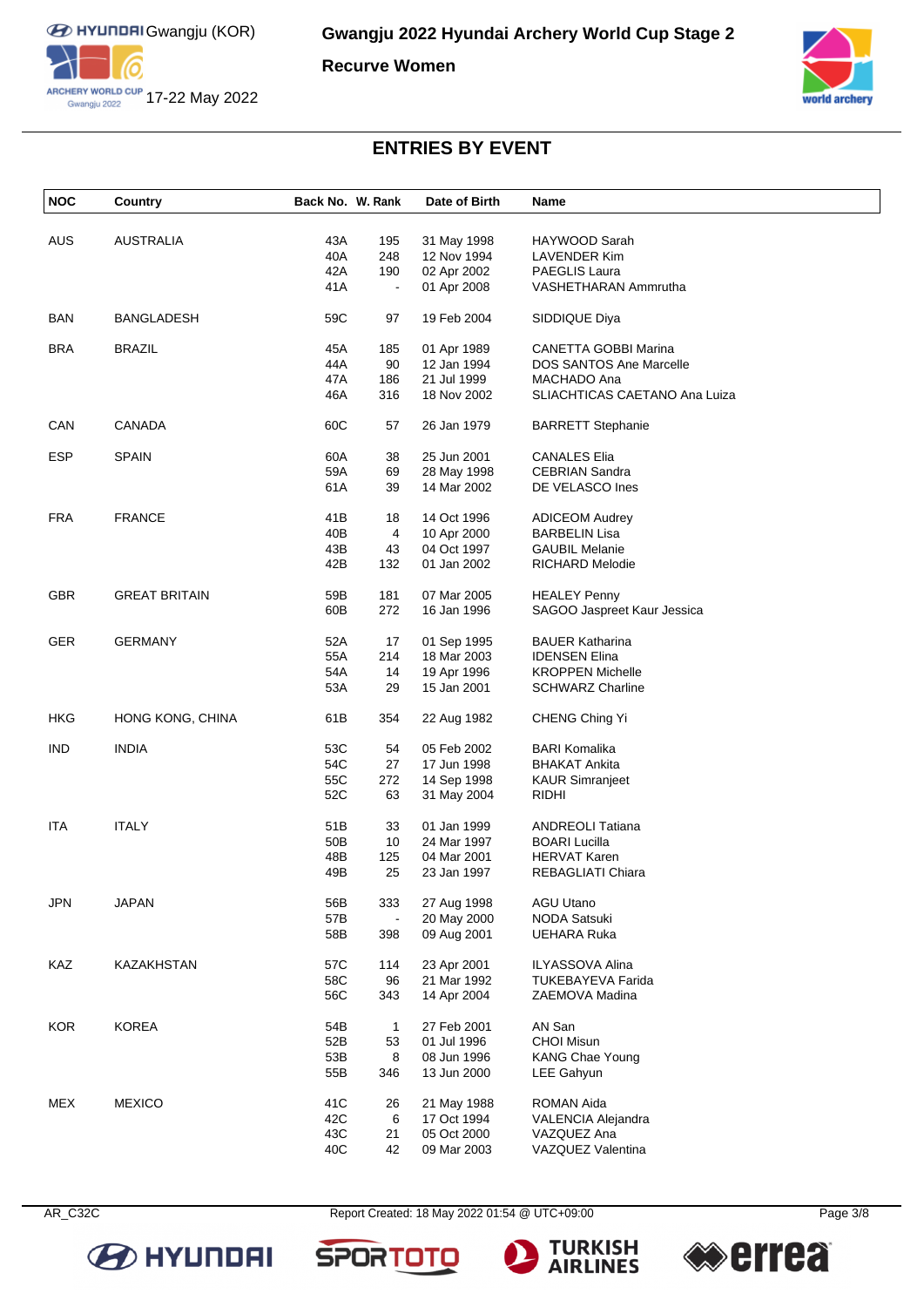# Gwangju 2022 Hyundai Archery World Cup Stage 2

## Recurve Women

Gwangju (KOR)

17-22 May 2022

## ENTRIES BY EVENT

| NOC | Country | Back No. | W. Rank | Date of Birth | Name |
|---|---|---|---|---|---|
| AUS | AUSTRALIA | 43A | 195 | 31 May 1998 | HAYWOOD Sarah |
| | | 40A | 248 | 12 Nov 1994 | LAVENDER Kim |
| | | 42A | 190 | 02 Apr 2002 | PAEGLIS Laura |
| | | 41A | - | 01 Apr 2008 | VASHETHARAN Ammrutha |
| BAN | BANGLADESH | 59C | 97 | 19 Feb 2004 | SIDDIQUE Diya |
| BRA | BRAZIL | 45A | 185 | 01 Apr 1989 | CANETTA GOBBI Marina |
| | | 44A | 90 | 12 Jan 1994 | DOS SANTOS Ane Marcelle |
| | | 47A | 186 | 21 Jul 1999 | MACHADO Ana |
| | | 46A | 316 | 18 Nov 2002 | SLIACHTICAS CAETANO Ana Luiza |
| CAN | CANADA | 60C | 57 | 26 Jan 1979 | BARRETT Stephanie |
| ESP | SPAIN | 60A | 38 | 25 Jun 2001 | CANALES Elia |
| | | 59A | 69 | 28 May 1998 | CEBRIAN Sandra |
| | | 61A | 39 | 14 Mar 2002 | DE VELASCO Ines |
| FRA | FRANCE | 41B | 18 | 14 Oct 1996 | ADICEOM Audrey |
| | | 40B | 4 | 10 Apr 2000 | BARBELIN Lisa |
| | | 43B | 43 | 04 Oct 1997 | GAUBIL Melanie |
| | | 42B | 132 | 01 Jan 2002 | RICHARD Melodie |
| GBR | GREAT BRITAIN | 59B | 181 | 07 Mar 2005 | HEALEY Penny |
| | | 60B | 272 | 16 Jan 1996 | SAGOO Jaspreet Kaur Jessica |
| GER | GERMANY | 52A | 17 | 01 Sep 1995 | BAUER Katharina |
| | | 55A | 214 | 18 Mar 2003 | IDENSEN Elina |
| | | 54A | 14 | 19 Apr 1996 | KROPPEN Michelle |
| | | 53A | 29 | 15 Jan 2001 | SCHWARZ Charline |
| HKG | HONG KONG, CHINA | 61B | 354 | 22 Aug 1982 | CHENG Ching Yi |
| IND | INDIA | 53C | 54 | 05 Feb 2002 | BARI Komalika |
| | | 54C | 27 | 17 Jun 1998 | BHAKAT Ankita |
| | | 55C | 272 | 14 Sep 1998 | KAUR Simranjeet |
| | | 52C | 63 | 31 May 2004 | RIDHI |
| ITA | ITALY | 51B | 33 | 01 Jan 1999 | ANDREOLI Tatiana |
| | | 50B | 10 | 24 Mar 1997 | BOARI Lucilla |
| | | 48B | 125 | 04 Mar 2001 | HERVAT Karen |
| | | 49B | 25 | 23 Jan 1997 | REBAGLIATI Chiara |
| JPN | JAPAN | 56B | 333 | 27 Aug 1998 | AGU Utano |
| | | 57B | - | 20 May 2000 | NODA Satsuki |
| | | 58B | 398 | 09 Aug 2001 | UEHARA Ruka |
| KAZ | KAZAKHSTAN | 57C | 114 | 23 Apr 2001 | ILYASSOVA Alina |
| | | 58C | 96 | 21 Mar 1992 | TUKEBAYEVA Farida |
| | | 56C | 343 | 14 Apr 2004 | ZAEMOVA Madina |
| KOR | KOREA | 54B | 1 | 27 Feb 2001 | AN San |
| | | 52B | 53 | 01 Jul 1996 | CHOI Misun |
| | | 53B | 8 | 08 Jun 1996 | KANG Chae Young |
| | | 55B | 346 | 13 Jun 2000 | LEE Gahyun |
| MEX | MEXICO | 41C | 26 | 21 May 1988 | ROMAN Aida |
| | | 42C | 6 | 17 Oct 1994 | VALENCIA Alejandra |
| | | 43C | 21 | 05 Oct 2000 | VAZQUEZ Ana |
| | | 40C | 42 | 09 Mar 2003 | VAZQUEZ Valentina |

AR_C32C Report Created: 18 May 2022 01:54 @ UTC+09:00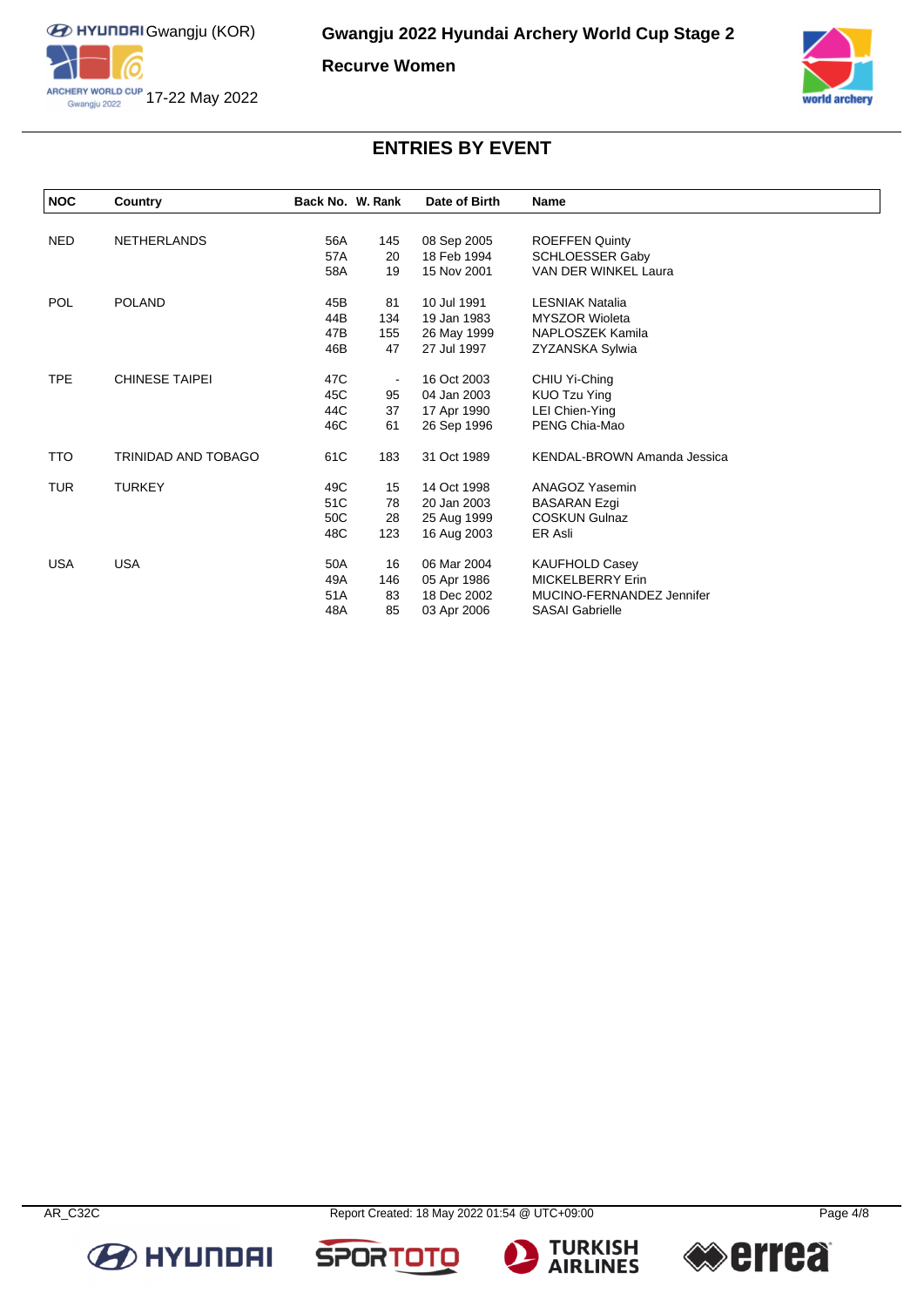# Gwangju 2022 Hyundai Archery World Cup Stage 2

## Recurve Women

Gwangju (KOR)

17-22 May 2022

## ENTRIES BY EVENT

| NOC | Country | Back No. | W. Rank | Date of Birth | Name |
|---|---|---|---|---|---|
| NED | NETHERLANDS | 56A | 145 | 08 Sep 2005 | ROEFFEN Quinty |
| | | 57A | 20 | 18 Feb 1994 | SCHLOESSER Gaby |
| | | 58A | 19 | 15 Nov 2001 | VAN DER WINKEL Laura |
| POL | POLAND | 45B | 81 | 10 Jul 1991 | LESNIAK Natalia |
| | | 44B | 134 | 19 Jan 1983 | MYSZOR Wioleta |
| | | 47B | 155 | 26 May 1999 | NAPLOSZEK Kamila |
| | | 46B | 47 | 27 Jul 1997 | ZYZANSKA Sylwia |
| TPE | CHINESE TAIPEI | 47C | - | 16 Oct 2003 | CHIU Yi-Ching |
| | | 45C | 95 | 04 Jan 2003 | KUO Tzu Ying |
| | | 44C | 37 | 17 Apr 1990 | LEI Chien-Ying |
| | | 46C | 61 | 26 Sep 1996 | PENG Chia-Mao |
| TTO | TRINIDAD AND TOBAGO | 61C | 183 | 31 Oct 1989 | KENDAL-BROWN Amanda Jessica |
| TUR | TURKEY | 49C | 15 | 14 Oct 1998 | ANAGOZ Yasemin |
| | | 51C | 78 | 20 Jan 2003 | BASARAN Ezgi |
| | | 50C | 28 | 25 Aug 1999 | COSKUN Gulnaz |
| | | 48C | 123 | 16 Aug 2003 | ER Asli |
| USA | USA | 50A | 16 | 06 Mar 2004 | KAUFHOLD Casey |
| | | 49A | 146 | 05 Apr 1986 | MICKELBERRY Erin |
| | | 51A | 83 | 18 Dec 2002 | MUCINO-FERNANDEZ Jennifer |
| | | 48A | 85 | 03 Apr 2006 | SASAI Gabrielle |

AR_C32C Report Created: 18 May 2022 01:54 @ UTC+09:00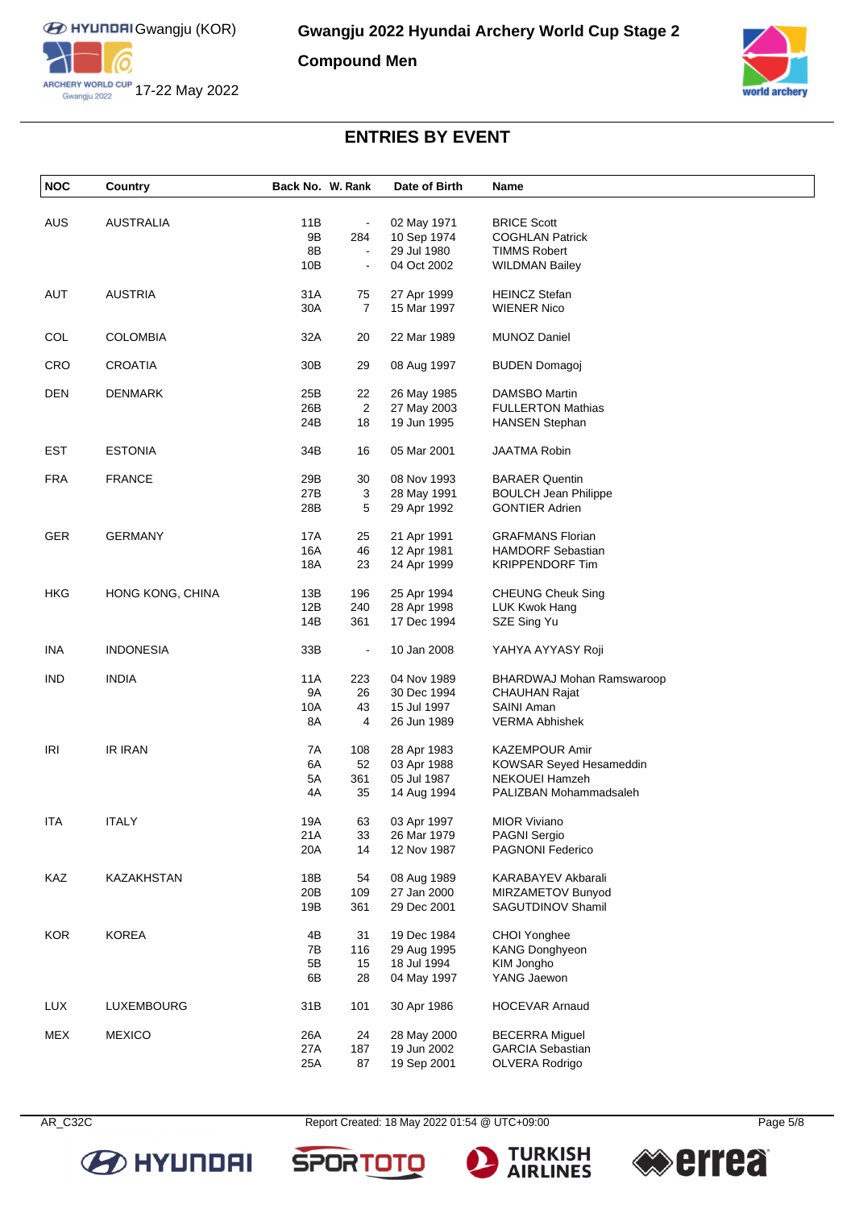# Gwangju 2022 Hyundai Archery World Cup Stage 2

## Compound Men

Gwangju (KOR)
17-22 May 2022

## ENTRIES BY EVENT

| NOC | Country | Back No. | W. Rank | Date of Birth | Name |
|---|---|---|---|---|---|
| AUS | AUSTRALIA | 11B | - | 02 May 1971 | BRICE Scott |
| | | 9B | 284 | 10 Sep 1974 | COGHLAN Patrick |
| | | 8B | - | 29 Jul 1980 | TIMMS Robert |
| | | 10B | - | 04 Oct 2002 | WILDMAN Bailey |
| AUT | AUSTRIA | 31A | 75 | 27 Apr 1999 | HEINCZ Stefan |
| | | 30A | 7 | 15 Mar 1997 | WIENER Nico |
| COL | COLOMBIA | 32A | 20 | 22 Mar 1989 | MUNOZ Daniel |
| CRO | CROATIA | 30B | 29 | 08 Aug 1997 | BUDEN Domagoj |
| DEN | DENMARK | 25B | 22 | 26 May 1985 | DAMSBO Martin |
| | | 26B | 2 | 27 May 2003 | FULLERTON Mathias |
| | | 24B | 18 | 19 Jun 1995 | HANSEN Stephan |
| EST | ESTONIA | 34B | 16 | 05 Mar 2001 | JAATMA Robin |
| FRA | FRANCE | 29B | 30 | 08 Nov 1993 | BARAER Quentin |
| | | 27B | 3 | 28 May 1991 | BOULCH Jean Philippe |
| | | 28B | 5 | 29 Apr 1992 | GONTIER Adrien |
| GER | GERMANY | 17A | 25 | 21 Apr 1991 | GRAFMANS Florian |
| | | 16A | 46 | 12 Apr 1981 | HAMDORF Sebastian |
| | | 18A | 23 | 24 Apr 1999 | KRIPPENDORF Tim |
| HKG | HONG KONG, CHINA | 13B | 196 | 25 Apr 1994 | CHEUNG Cheuk Sing |
| | | 12B | 240 | 28 Apr 1998 | LUK Kwok Hang |
| | | 14B | 361 | 17 Dec 1994 | SZE Sing Yu |
| INA | INDONESIA | 33B | - | 10 Jan 2008 | YAHYA AYYASY Roji |
| IND | INDIA | 11A | 223 | 04 Nov 1989 | BHARDWAJ Mohan Ramswaroop |
| | | 9A | 26 | 30 Dec 1994 | CHAUHAN Rajat |
| | | 10A | 43 | 15 Jul 1997 | SAINI Aman |
| | | 8A | 4 | 26 Jun 1989 | VERMA Abhishek |
| IRI | IR IRAN | 7A | 108 | 28 Apr 1983 | KAZEMPOUR Amir |
| | | 6A | 52 | 03 Apr 1988 | KOWSAR Seyed Hesameddin |
| | | 5A | 361 | 05 Jul 1987 | NEKOUEI Hamzeh |
| | | 4A | 35 | 14 Aug 1994 | PALIZBAN Mohammadsaleh |
| ITA | ITALY | 19A | 63 | 03 Apr 1997 | MIOR Viviano |
| | | 21A | 33 | 26 Mar 1979 | PAGNI Sergio |
| | | 20A | 14 | 12 Nov 1987 | PAGNONI Federico |
| KAZ | KAZAKHSTAN | 18B | 54 | 08 Aug 1989 | KARABAYEV Akbarali |
| | | 20B | 109 | 27 Jan 2000 | MIRZAMETOV Bunyod |
| | | 19B | 361 | 29 Dec 2001 | SAGUTDINOV Shamil |
| KOR | KOREA | 4B | 31 | 19 Dec 1984 | CHOI Yonghee |
| | | 7B | 116 | 29 Aug 1995 | KANG Donghyeon |
| | | 5B | 15 | 18 Jul 1994 | KIM Jongho |
| | | 6B | 28 | 04 May 1997 | YANG Jaewon |
| LUX | LUXEMBOURG | 31B | 101 | 30 Apr 1986 | HOCEVAR Arnaud |
| MEX | MEXICO | 26A | 24 | 28 May 2000 | BECERRA Miguel |
| | | 27A | 187 | 19 Jun 2002 | GARCIA Sebastian |
| | | 25A | 87 | 19 Sep 2001 | OLVERA Rodrigo |

AR_C32C Report Created: 18 May 2022 01:54 @ UTC+09:00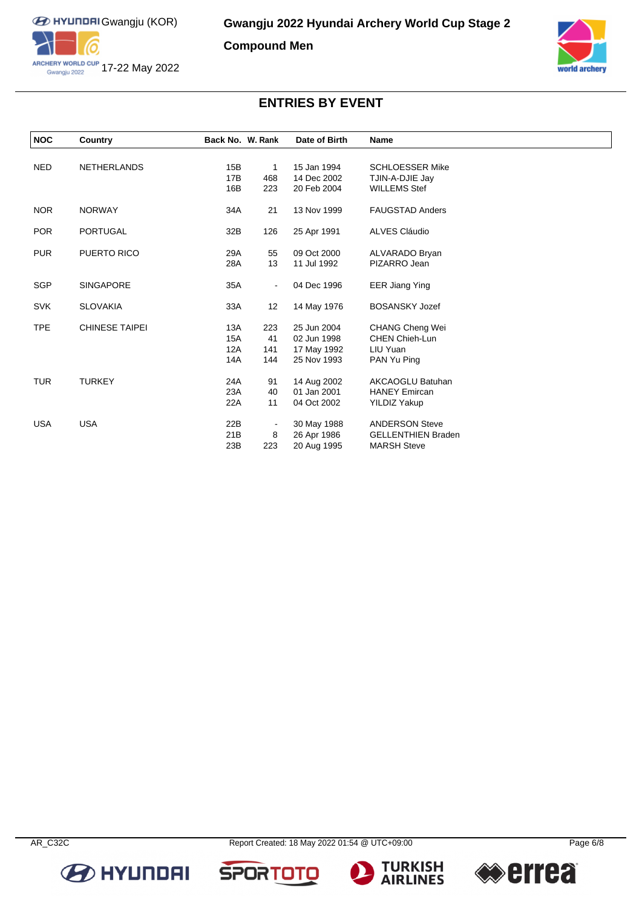## ENTRIES BY EVENT

| NOC | Country | Back No. | W. Rank | Date of Birth | Name |
|---|---|---|---|---|---|
| NED | NETHERLANDS | 15B | 1 | 15 Jan 1994 | SCHLOESSER Mike |
| | | 17B | 468 | 14 Dec 2002 | TJIN-A-DJIE Jay |
| | | 16B | 223 | 20 Feb 2004 | WILLEMS Stef |
| NOR | NORWAY | 34A | 21 | 13 Nov 1999 | FAUGSTAD Anders |
| POR | PORTUGAL | 32B | 126 | 25 Apr 1991 | ALVES Cláudio |
| PUR | PUERTO RICO | 29A | 55 | 09 Oct 2000 | ALVARADO Bryan |
| | | 28A | 13 | 11 Jul 1992 | PIZARRO Jean |
| SGP | SINGAPORE | 35A | - | 04 Dec 1996 | EER Jiang Ying |
| SVK | SLOVAKIA | 33A | 12 | 14 May 1976 | BOSANSKY Jozef |
| TPE | CHINESE TAIPEI | 13A | 223 | 25 Jun 2004 | CHANG Cheng Wei |
| | | 15A | 41 | 02 Jun 1998 | CHEN Chieh-Lun |
| | | 12A | 141 | 17 May 1992 | LIU Yuan |
| | | 14A | 144 | 25 Nov 1993 | PAN Yu Ping |
| TUR | TURKEY | 24A | 91 | 14 Aug 2002 | AKCAOGLU Batuhan |
| | | 23A | 40 | 01 Jan 2001 | HANEY Emircan |
| | | 22A | 11 | 04 Oct 2002 | YILDIZ Yakup |
| USA | USA | 22B | - | 30 May 1988 | ANDERSON Steve |
| | | 21B | 8 | 26 Apr 1986 | GELLENTHIEN Braden |
| | | 23B | 223 | 20 Aug 1995 | MARSH Steve |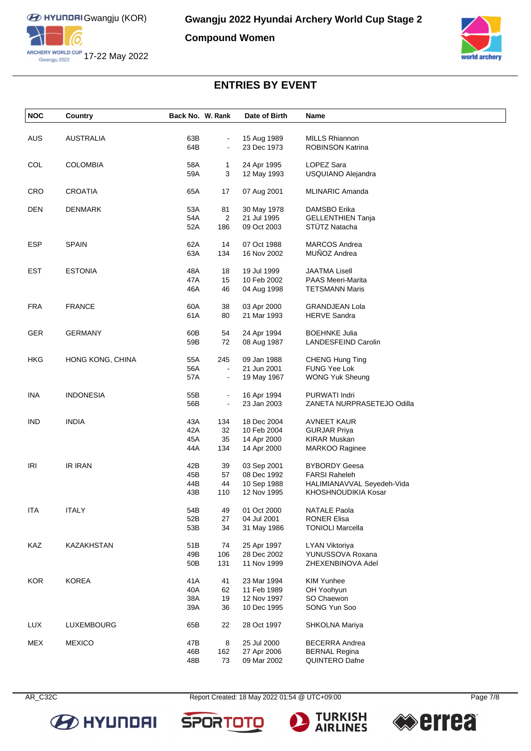# Gwangju 2022 Hyundai Archery World Cup Stage 2

## Compound Women

Gwangju (KOR)

17-22 May 2022

### ENTRIES BY EVENT

| NOC | Country | Back No. | W. Rank | Date of Birth | Name |
|---|---|---|---|---|---|
| AUS | AUSTRALIA | 63B | - | 15 Aug 1989 | MILLS Rhiannon |
| | | 64B | - | 23 Dec 1973 | ROBINSON Katrina |
| COL | COLOMBIA | 58A | 1 | 24 Apr 1995 | LOPEZ Sara |
| | | 59A | 3 | 12 May 1993 | USQUIANO Alejandra |
| CRO | CROATIA | 65A | 17 | 07 Aug 2001 | MLINARIC Amanda |
| DEN | DENMARK | 53A | 81 | 30 May 1978 | DAMSBO Erika |
| | | 54A | 2 | 21 Jul 1995 | GELLENTHIEN Tanja |
| | | 52A | 186 | 09 Oct 2003 | STÜTZ Natacha |
| ESP | SPAIN | 62A | 14 | 07 Oct 1988 | MARCOS Andrea |
| | | 63A | 134 | 16 Nov 2002 | MUÑOZ Andrea |
| EST | ESTONIA | 48A | 18 | 19 Jul 1999 | JAATMA Lisell |
| | | 47A | 15 | 10 Feb 2002 | PAAS Meeri-Marita |
| | | 46A | 46 | 04 Aug 1998 | TETSMANN Maris |
| FRA | FRANCE | 60A | 38 | 03 Apr 2000 | GRANDJEAN Lola |
| | | 61A | 80 | 21 Mar 1993 | HERVE Sandra |
| GER | GERMANY | 60B | 54 | 24 Apr 1994 | BOEHNKE Julia |
| | | 59B | 72 | 08 Aug 1987 | LANDESFEIND Carolin |
| HKG | HONG KONG, CHINA | 55A | 245 | 09 Jan 1988 | CHENG Hung Ting |
| | | 56A | - | 21 Jun 2001 | FUNG Yee Lok |
| | | 57A | - | 19 May 1967 | WONG Yuk Sheung |
| INA | INDONESIA | 55B | - | 16 Apr 1994 | PURWATI Indri |
| | | 56B | - | 23 Jan 2003 | ZANETA NURPRASETEJO Odilla |
| IND | INDIA | 43A | 134 | 18 Dec 2004 | AVNEET KAUR |
| | | 42A | 32 | 10 Feb 2004 | GURJAR Priya |
| | | 45A | 35 | 14 Apr 2000 | KIRAR Muskan |
| | | 44A | 134 | 14 Apr 2000 | MARKOO Raginee |
| IRI | IR IRAN | 42B | 39 | 03 Sep 2001 | BYBORDY Geesa |
| | | 45B | 57 | 08 Dec 1992 | FARSI Raheleh |
| | | 44B | 44 | 10 Sep 1988 | HALIMIANAVVAL Seyedeh-Vida |
| | | 43B | 110 | 12 Nov 1995 | KHOSHNOUDIKIA Kosar |
| ITA | ITALY | 54B | 49 | 01 Oct 2000 | NATALE Paola |
| | | 52B | 27 | 04 Jul 2001 | RONER Elisa |
| | | 53B | 34 | 31 May 1986 | TONIOLI Marcella |
| KAZ | KAZAKHSTAN | 51B | 74 | 25 Apr 1997 | LYAN Viktoriya |
| | | 49B | 106 | 28 Dec 2002 | YUNUSSOVA Roxana |
| | | 50B | 131 | 11 Nov 1999 | ZHEXENBINOVA Adel |
| KOR | KOREA | 41A | 41 | 23 Mar 1994 | KIM Yunhee |
| | | 40A | 62 | 11 Feb 1989 | OH Yoohyun |
| | | 38A | 19 | 12 Nov 1997 | SO Chaewon |
| | | 39A | 36 | 10 Dec 1995 | SONG Yun Soo |
| LUX | LUXEMBOURG | 65B | 22 | 28 Oct 1997 | SHKOLNA Mariya |
| MEX | MEXICO | 47B | 8 | 25 Jul 2000 | BECERRA Andrea |
| | | 46B | 162 | 27 Apr 2006 | BERNAL Regina |
| | | 48B | 73 | 09 Mar 2002 | QUINTERO Dafne |

AR_C32C Report Created: 18 May 2022 01:54 @ UTC+09:00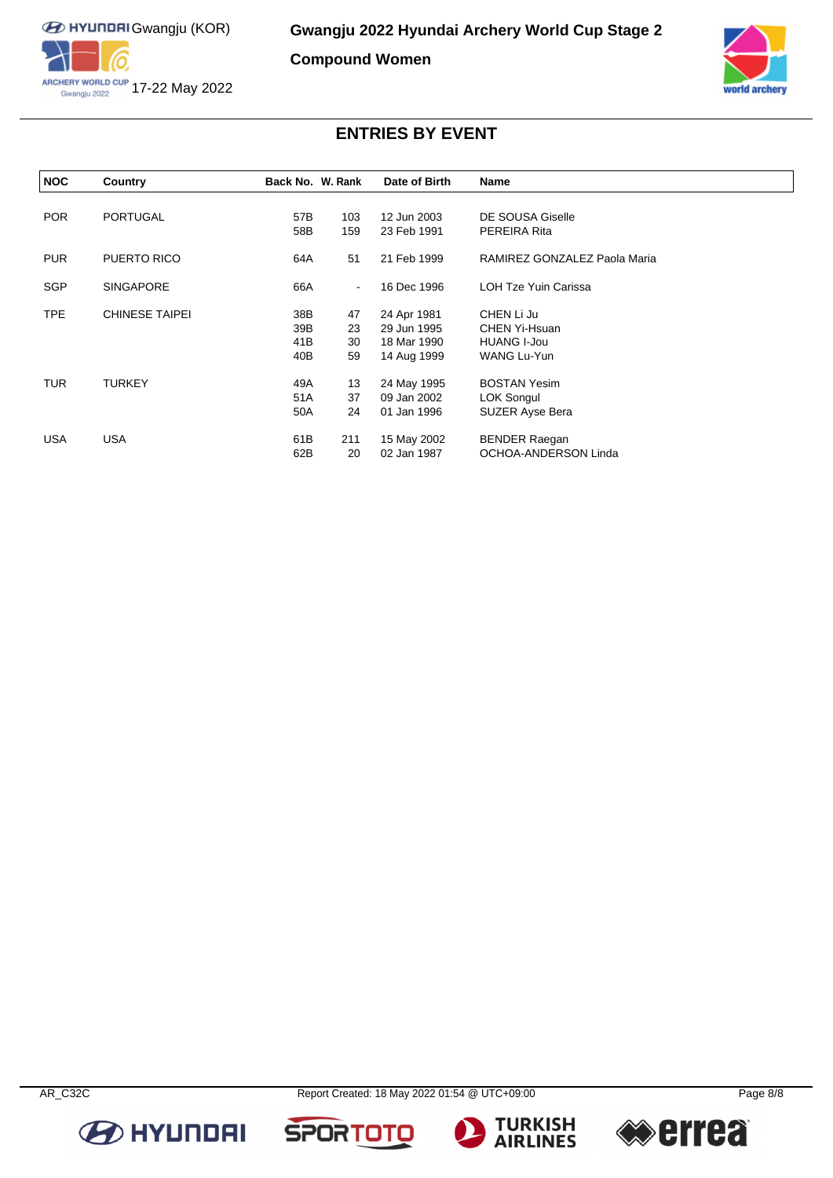## ENTRIES BY EVENT

| NOC | Country | Back No. | W. Rank | Date of Birth | Name |
|---|---|---|---|---|---|
| POR | PORTUGAL | 57B | 103 | 12 Jun 2003 | DE SOUSA Giselle |
| | | 58B | 159 | 23 Feb 1991 | PEREIRA Rita |
| PUR | PUERTO RICO | 64A | 51 | 21 Feb 1999 | RAMIREZ GONZALEZ Paola Maria |
| SGP | SINGAPORE | 66A | - | 16 Dec 1996 | LOH Tze Yuin Carissa |
| TPE | CHINESE TAIPEI | 38B | 47 | 24 Apr 1981 | CHEN Li Ju |
| | | 39B | 23 | 29 Jun 1995 | CHEN Yi-Hsuan |
| | | 41B | 30 | 18 Mar 1990 | HUANG I-Jou |
| | | 40B | 59 | 14 Aug 1999 | WANG Lu-Yun |
| TUR | TURKEY | 49A | 13 | 24 May 1995 | BOSTAN Yesim |
| | | 51A | 37 | 09 Jan 2002 | LOK Songul |
| | | 50A | 24 | 01 Jan 1996 | SUZER Ayse Bera |
| USA | USA | 61B | 211 | 15 May 2002 | BENDER Raegan |
| | | 62B | 20 | 02 Jan 1987 | OCHOA-ANDERSON Linda |